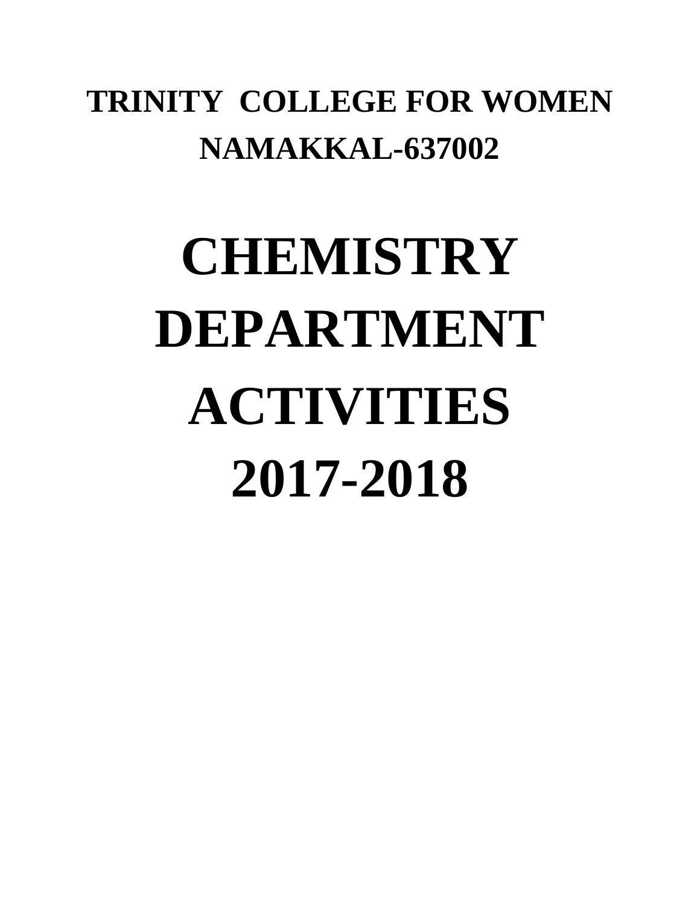**TRINITY COLLEGE FOR WOMEN**

**NAMAKKAL-637002**

# CHEMISTRY DEPARTMENT ACTIVITIES 2017-2018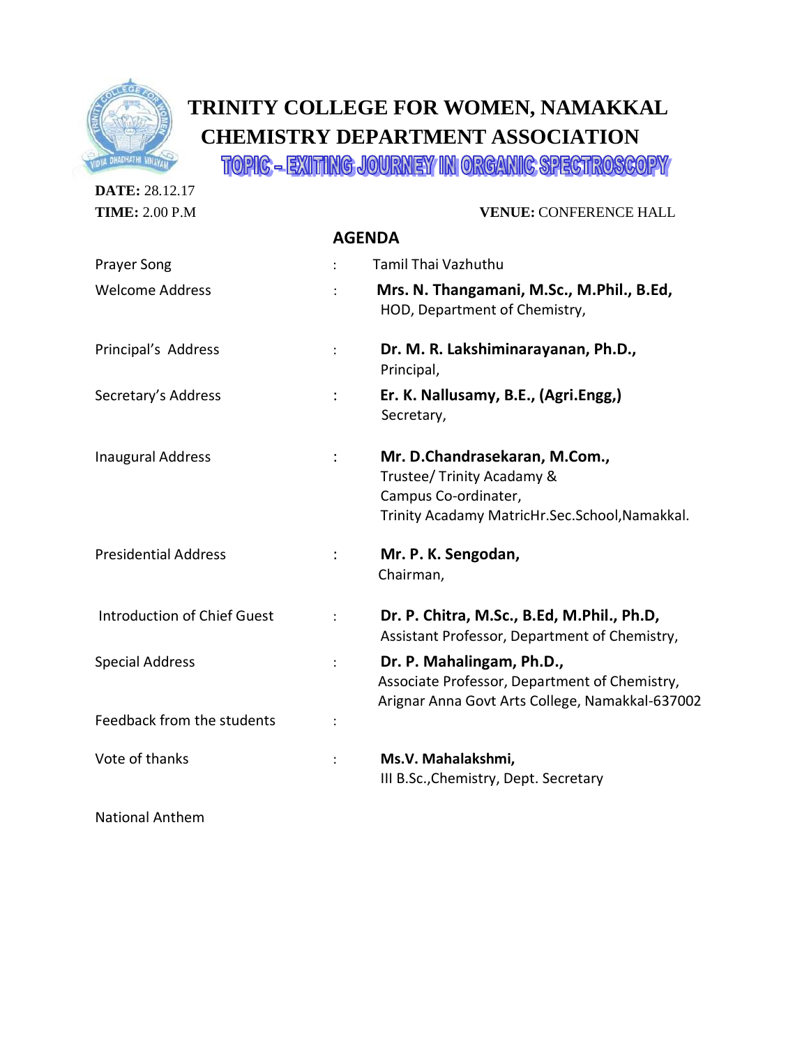# TRINITY COLLEGE FOR WOMEN, NAMAKKAL

## CHEMISTRY DEPARTMENT ASSOCIATION

### TOPIC – EXITING JOURNEY IN ORGANIC SPECTROSCOPY

**DATE:** 28.12.17

**TIME:** 2.00 P.M

**VENUE:** CONFERENCE HALL

## AGENDA

| | | |
|---|---|---|
| Prayer Song | : | Tamil Thai Vazhuthu |
| Welcome Address | : | **Mrs. N. Thangamani, M.Sc., M.Phil., B.Ed,** HOD, Department of Chemistry, |
| Principal's Address | : | **Dr. M. R. Lakshiminarayanan, Ph.D.,** Principal, |
| Secretary's Address | : | **Er. K. Nallusamy, B.E., (Agri.Engg,)** Secretary, |
| Inaugural Address | : | **Mr. D.Chandrasekaran, M.Com.,** Trustee/ Trinity Acadamy & Campus Co-ordinater, Trinity Acadamy MatricHr.Sec.School,Namakkal. |
| Presidential Address | : | **Mr. P. K. Sengodan,** Chairman, |
| Introduction of Chief Guest | : | **Dr. P. Chitra, M.Sc., B.Ed, M.Phil., Ph.D,** Assistant Professor, Department of Chemistry, |
| Special Address | : | **Dr. P. Mahalingam, Ph.D.,** Associate Professor, Department of Chemistry, Arignar Anna Govt Arts College, Namakkal-637002 |
| Feedback from the students | : | |
| Vote of thanks | : | **Ms.V. Mahalakshmi,** III B.Sc.,Chemistry, Dept. Secretary |
| National Anthem | | |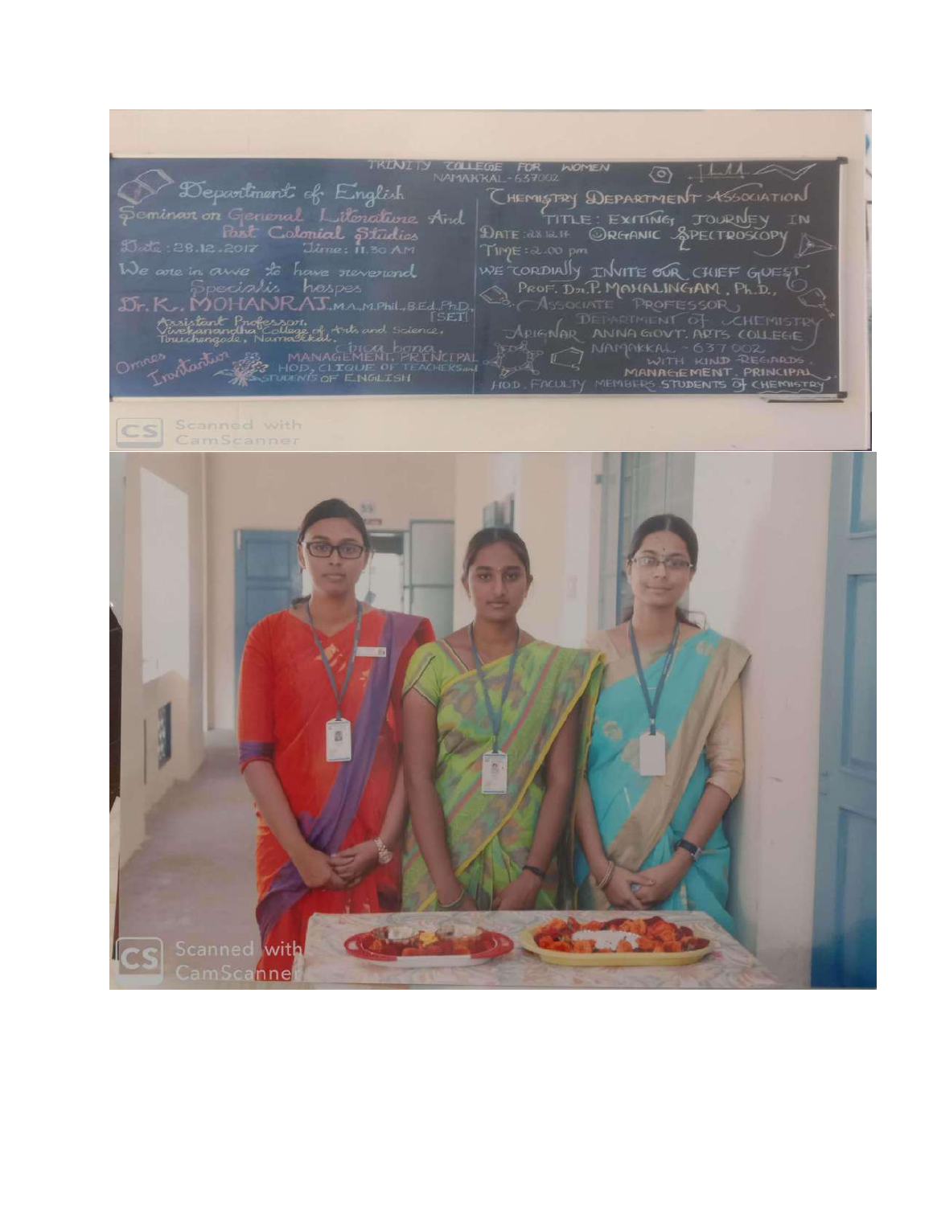TRINITY COLLEGE FOR WOMEN
NAMAKKAL - 637002

Department of English

Seminar on General Literature And Post Colonial Studies

Date: 28.12.2017 Time: 11.30 AM

We are in awe to have reverend Specialis hospes

Dr. K. MOHANRAJ. M.A., M.Phil., B.Ed., Ph.D., [SET]

Assistant Professor,
Vivekanandha College of Arts and Science,
Tiruchengode, Namakkal.

Omnes Invitantur

Circa bona
MANAGEMENT, PRINCIPAL
HOD, CLIQUE OF TEACHERS and STUDENTS OF ENGLISH

CHEMISTRY DEPARTMENT ASSOCIATION

TITLE: EXITING JOURNEY IN ORGANIC SPECTROSCOPY

DATE: 28.12.17

TIME: 2.00 pm

WE CORDIALLY INVITE OUR CHIEF GUEST
PROF. Dr. P. MAHALINGAM, Ph.D.,
ASSOCIATE PROFESSOR,
DEPARTMENT OF CHEMISTRY
ARIGNAR ANNA GOVT. ARTS COLLEGE
NAMAKKAL - 637 002

WITH KIND REGARDS,
MANAGEMENT, PRINCIPAL
HOD, FACULTY MEMBERS STUDENTS OF CHEMISTRY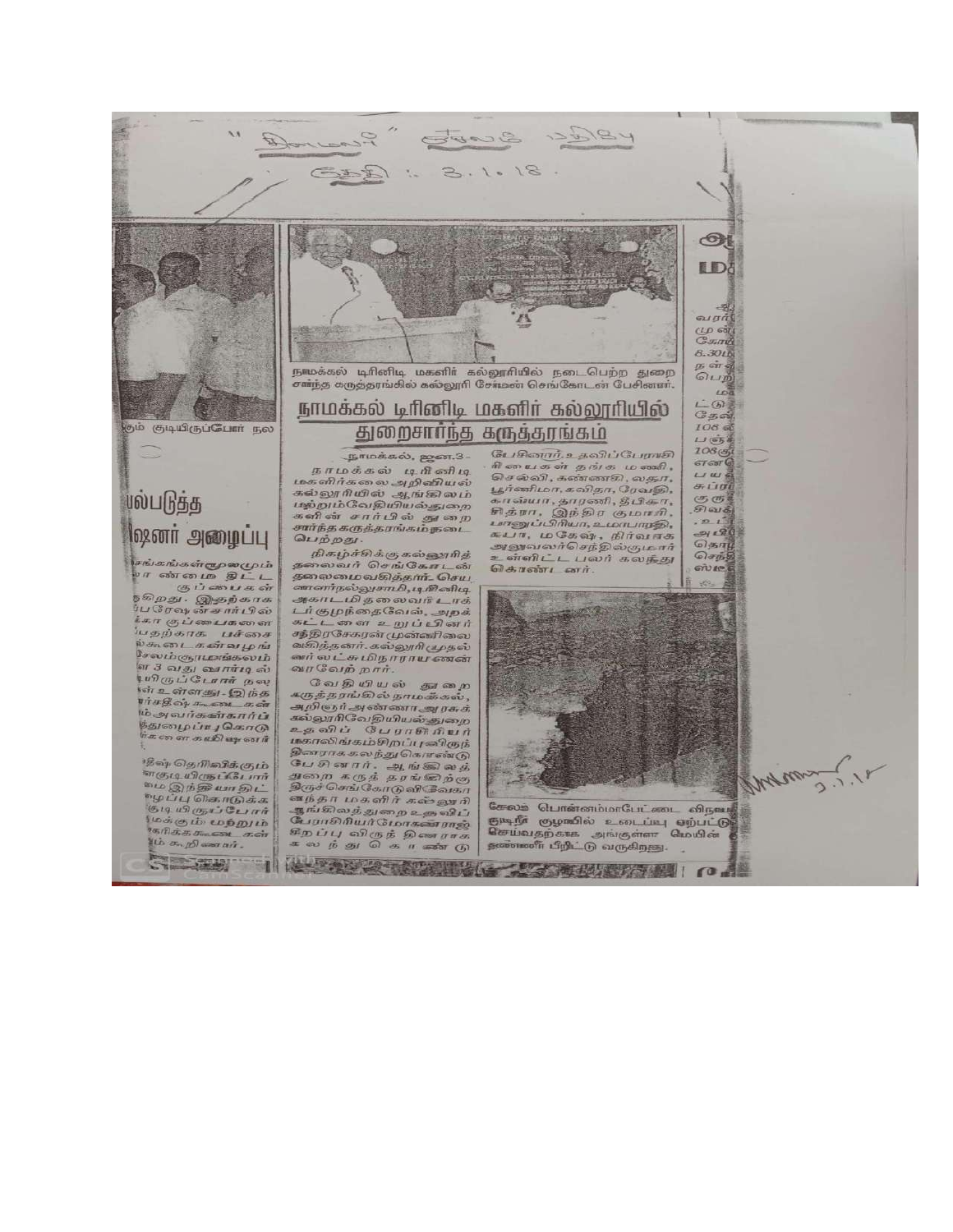"தினமலர்" செய்தி பதிவு

தேதி : 3.1.18.

நாமக்கல் டிரினிடி மகளிர் கல்லூரியில் நடைபெற்ற துறை சார்ந்த கருத்தரங்கில் கல்லூரி சேர்மன் செங்கோடன் பேசினார்.

## நாமக்கல் டிரினிடி மகளிர் கல்லூரியில் துறைசார்ந்த கருத்தரங்கம்

நாமக்கல், ஜன.3-

நாமக்கல் டிரினிடி மகளிர்கலை அறிவியல் கல்லூரியில் ஆங்கிலம் மற்றும்வேதியியல்துறை களின் சார்பில் துறை சார்ந்த கருத்தரங்கம்நடை பெற்றது.

நிகழ்ச்சிக்கு கல்லூரித் தலைவர் செங்கோடன் தலைமைவகித்தார். செய லாளர்நல்லுசாமி, டிரினிடி அகாடமிதலைவர் டாக் டர் குழந்தைவேல், அறக் கட்டளை உறுப்பினர் சந்திரசேகரன் முன்னிலை வகித்தனர். கல்லூரிமுதல் வர் லட்சுமிநாராயணன் வரவேற்றார்.

வேதியியல் துறை கருத்தரங்கில் நாமக்கல், அறிஞர் அண்ணா அரசுக் கல்லூரிவேதியியல்துறை உதவிப் பேராசிரியர் மகாலிங்கம்சிறப்புவிருந் தினராக கலந்துகொண்டு பேசினார். ஆங்கிலத் துறை கருத் தரங்கிற்கு திருச்செங்கோடுவிவேகா னந்தா மகளிர் கல்லூரி ஆங்கிலத்துறை உதவிப் பேராசிரியர்மோகன்ராஜ் சிறப்பு விருந் தினராக கலந்து கொண்டு பேசினார். உதவிப்பேராசி ரியைகள் தங்க மணி, செல்வி, கண்மணி, லதா, பூர்ணிமா, கவிதா, ரேவதி, காவ்யா, தாரணி, தீபிகா, சித்ரா, இந்திர குமாரி, பானுப்பிரியா, உமாபாரதி, சுபா, மகேஷ், நிர்வாக அலுவலர்செந்தில்குமார் உள்ளிட்ட பலர் கலந்து கொண்டனர்.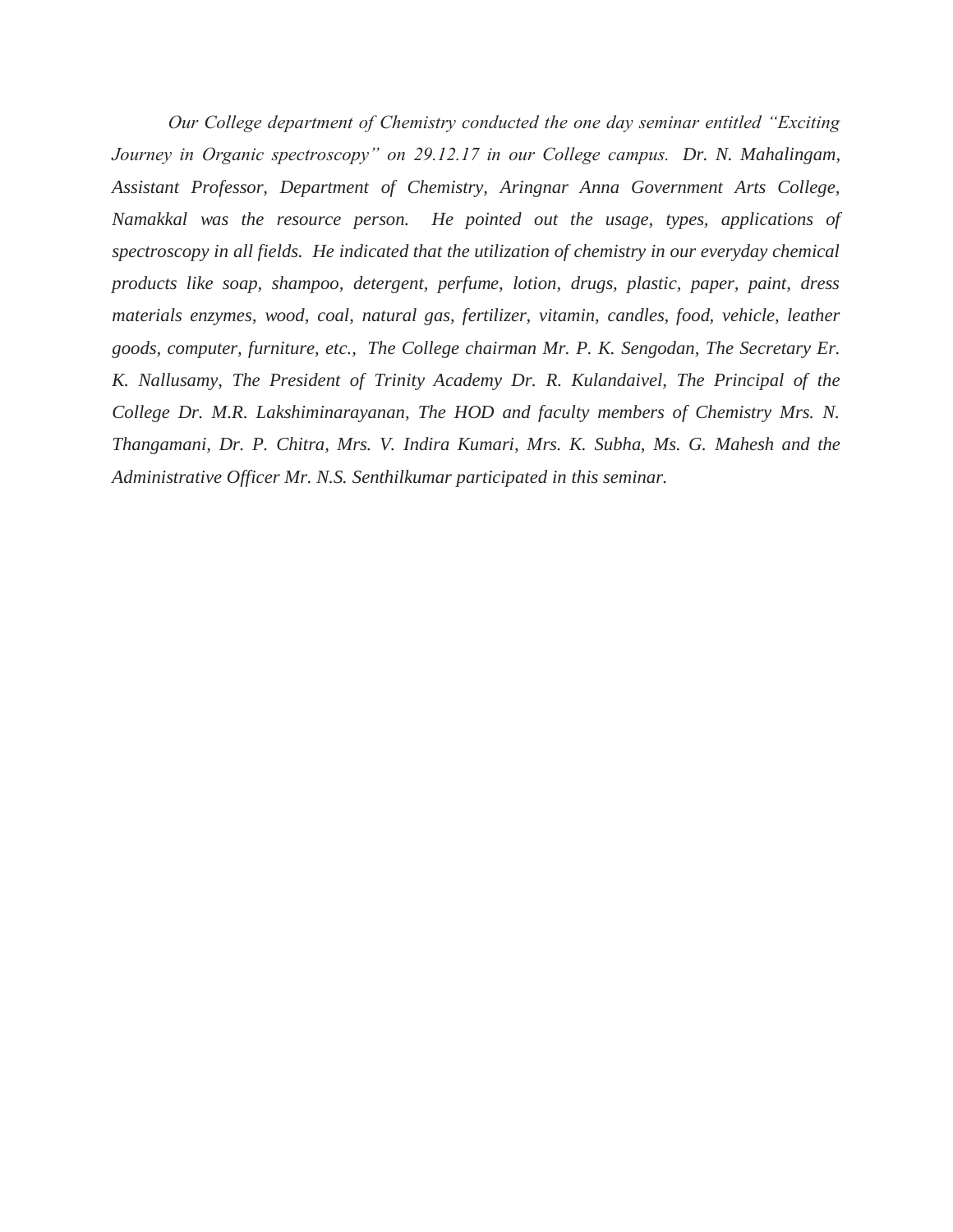*Our College department of Chemistry conducted the one day seminar entitled "Exciting Journey in Organic spectroscopy" on 29.12.17 in our College campus. Dr. N. Mahalingam, Assistant Professor, Department of Chemistry, Aringnar Anna Government Arts College, Namakkal was the resource person. He pointed out the usage, types, applications of spectroscopy in all fields. He indicated that the utilization of chemistry in our everyday chemical products like soap, shampoo, detergent, perfume, lotion, drugs, plastic, paper, paint, dress materials enzymes, wood, coal, natural gas, fertilizer, vitamin, candles, food, vehicle, leather goods, computer, furniture, etc., The College chairman Mr. P. K. Sengodan, The Secretary Er. K. Nallusamy, The President of Trinity Academy Dr. R. Kulandaivel, The Principal of the College Dr. M.R. Lakshiminarayanan, The HOD and faculty members of Chemistry Mrs. N. Thangamani, Dr. P. Chitra, Mrs. V. Indira Kumari, Mrs. K. Subha, Ms. G. Mahesh and the Administrative Officer Mr. N.S. Senthilkumar participated in this seminar.*